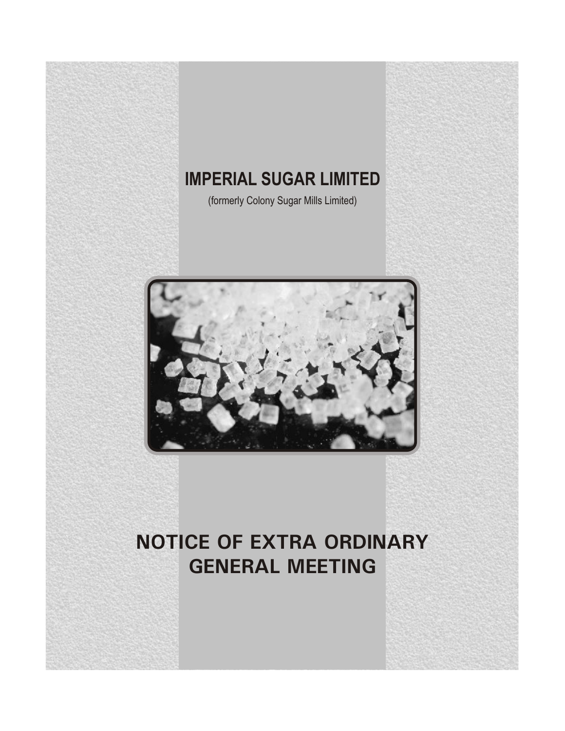# IMPERIAL SUGAR LIMITED

(formerly Colony Sugar Mills Limited)

# NOTICE OF EXTRA ORDINARY GENERAL MEETING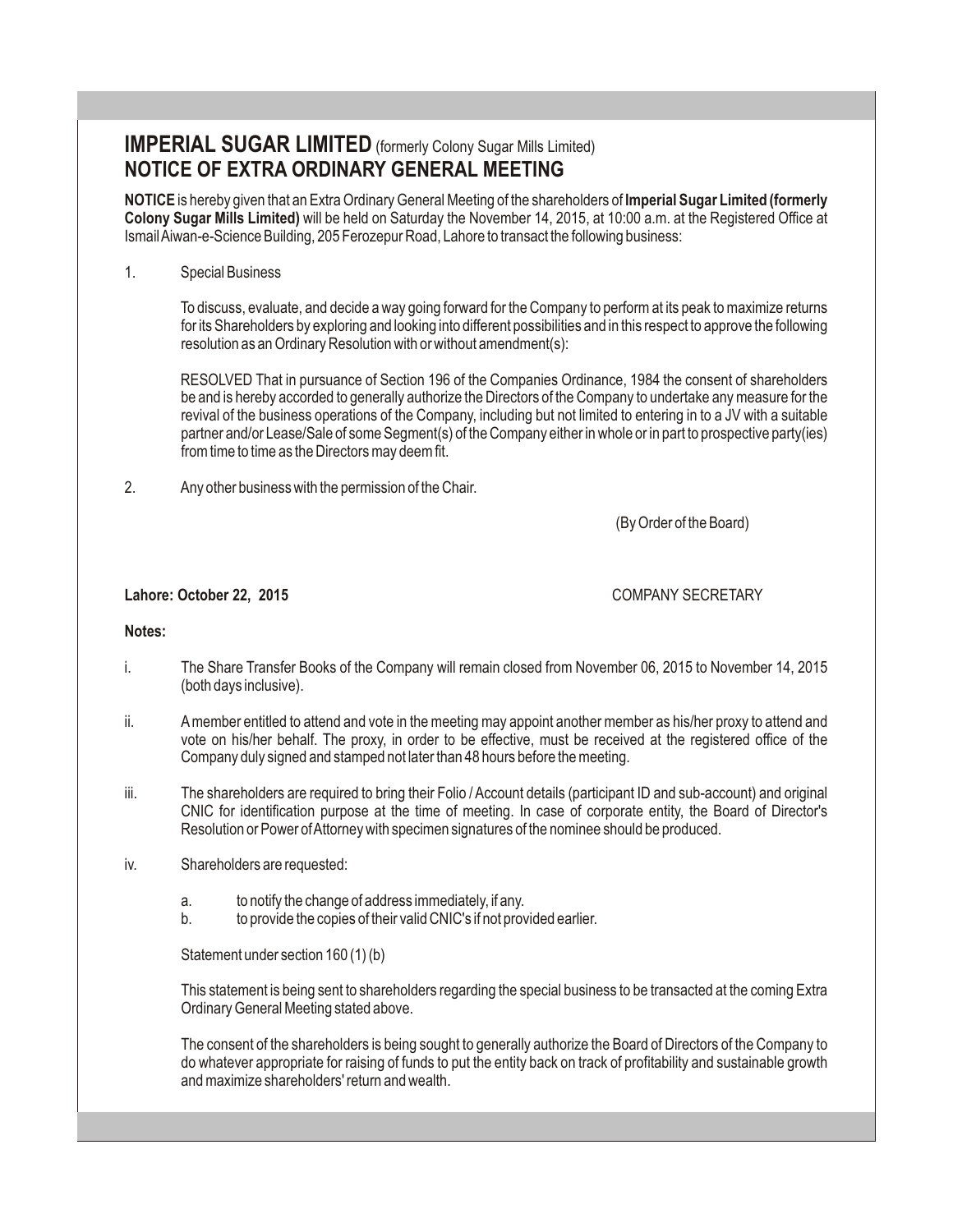# **IMPERIAL SUGAR LIMITED** (formerly Colony Sugar Mills Limited)
# NOTICE OF EXTRA ORDINARY GENERAL MEETING

**NOTICE** is hereby given that an Extra Ordinary General Meeting of the shareholders of **Imperial Sugar Limited (formerly Colony Sugar Mills Limited)** will be held on Saturday the November 14, 2015, at 10:00 a.m. at the Registered Office at Ismail Aiwan-e-Science Building, 205 Ferozepur Road, Lahore to transact the following business:

1. Special Business

   To discuss, evaluate, and decide a way going forward for the Company to perform at its peak to maximize returns for its Shareholders by exploring and looking into different possibilities and in this respect to approve the following resolution as an Ordinary Resolution with or without amendment(s):

   RESOLVED That in pursuance of Section 196 of the Companies Ordinance, 1984 the consent of shareholders be and is hereby accorded to generally authorize the Directors of the Company to undertake any measure for the revival of the business operations of the Company, including but not limited to entering in to a JV with a suitable partner and/or Lease/Sale of some Segment(s) of the Company either in whole or in part to prospective party(ies) from time to time as the Directors may deem fit.

2. Any other business with the permission of the Chair.

(By Order of the Board)

**Lahore: October 22, 2015**

COMPANY SECRETARY

**Notes:**

i. The Share Transfer Books of the Company will remain closed from November 06, 2015 to November 14, 2015 (both days inclusive).

ii. A member entitled to attend and vote in the meeting may appoint another member as his/her proxy to attend and vote on his/her behalf. The proxy, in order to be effective, must be received at the registered office of the Company duly signed and stamped not later than 48 hours before the meeting.

iii. The shareholders are required to bring their Folio / Account details (participant ID and sub-account) and original CNIC for identification purpose at the time of meeting. In case of corporate entity, the Board of Director's Resolution or Power of Attorney with specimen signatures of the nominee should be produced.

iv. Shareholders are requested:

   a. to notify the change of address immediately, if any.
   b. to provide the copies of their valid CNIC's if not provided earlier.

   Statement under section 160 (1) (b)

   This statement is being sent to shareholders regarding the special business to be transacted at the coming Extra Ordinary General Meeting stated above.

   The consent of the shareholders is being sought to generally authorize the Board of Directors of the Company to do whatever appropriate for raising of funds to put the entity back on track of profitability and sustainable growth and maximize shareholders' return and wealth.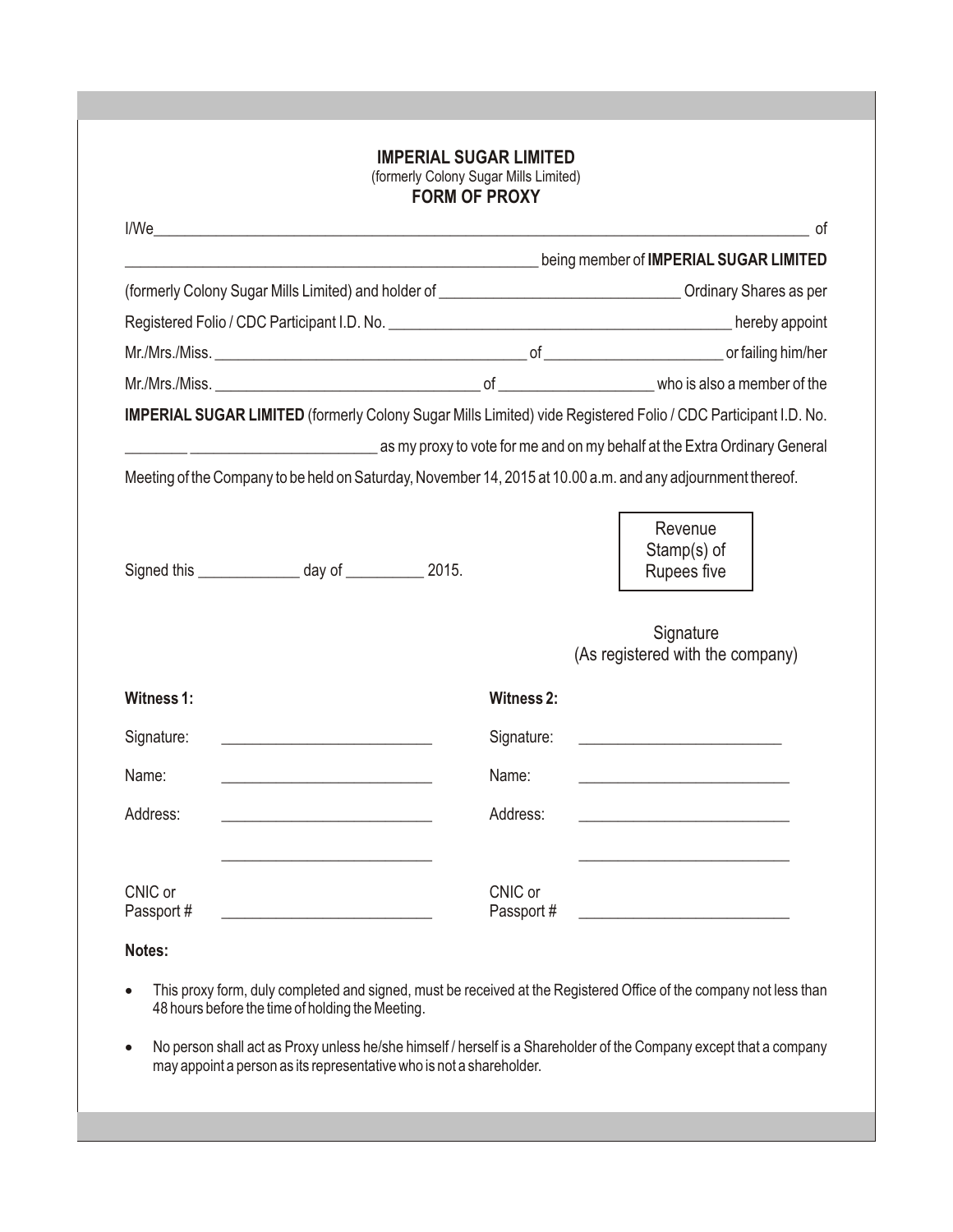# IMPERIAL SUGAR LIMITED

(formerly Colony Sugar Mills Limited)

## FORM OF PROXY

I/We__________________________________________________________________________ of

_______________________________________________ being member of **IMPERIAL SUGAR LIMITED**

(formerly Colony Sugar Mills Limited) and holder of ___________________________ Ordinary Shares as per

Registered Folio / CDC Participant I.D. No. _________________________________________ hereby appoint

Mr./Mrs./Miss. _____________________________________ of _____________________ or failing him/her

Mr./Mrs./Miss. ______________________________ of ___________________ who is also a member of the

**IMPERIAL SUGAR LIMITED** (formerly Colony Sugar Mills Limited) vide Registered Folio / CDC Participant I.D. No.

________ _______________________ as my proxy to vote for me and on my behalf at the Extra Ordinary General

Meeting of the Company to be held on Saturday, November 14, 2015 at 10.00 a.m. and any adjournment thereof.

Signed this _____________ day of __________ 2015.

Revenue Stamp(s) of Rupees five

Signature
(As registered with the company)

| **Witness 1:** | | **Witness 2:** | |
|---|---|---|---|
| Signature: | ___________________ | Signature: | ___________________ |
| Name: | ___________________ | Name: | ___________________ |
| Address: | ___________________ | Address: | ___________________ |
| | ___________________ | | ___________________ |
| CNIC or Passport # | ___________________ | CNIC or Passport # | ___________________ |

**Notes:**

- This proxy form, duly completed and signed, must be received at the Registered Office of the company not less than 48 hours before the time of holding the Meeting.
- No person shall act as Proxy unless he/she himself / herself is a Shareholder of the Company except that a company may appoint a person as its representative who is not a shareholder.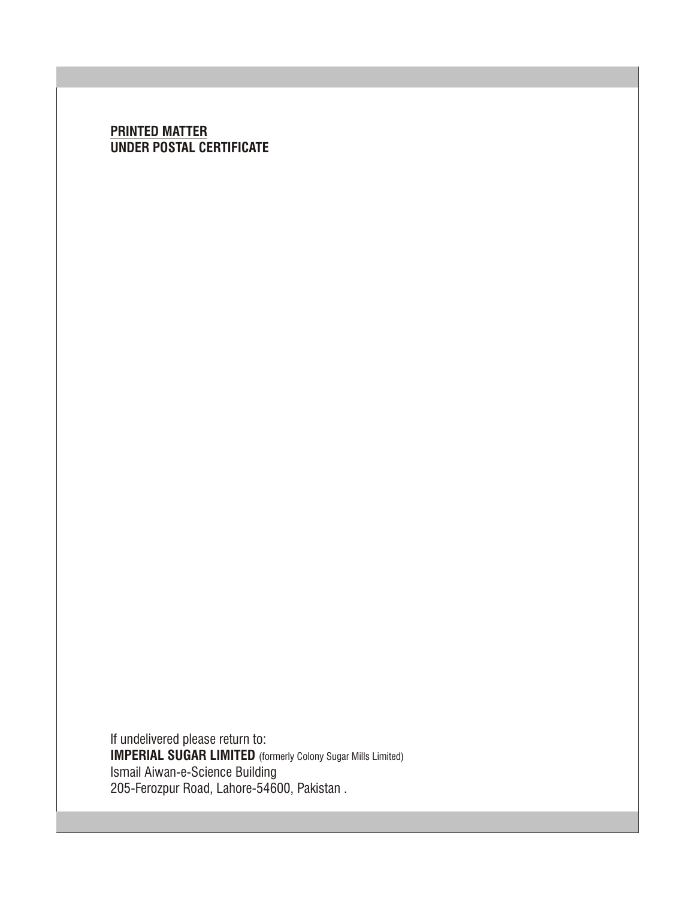**PRINTED MATTER**
**UNDER POSTAL CERTIFICATE**

If undelivered please return to:
**IMPERIAL SUGAR LIMITED** (formerly Colony Sugar Mills Limited)
Ismail Aiwan-e-Science Building
205-Ferozpur Road, Lahore-54600, Pakistan .